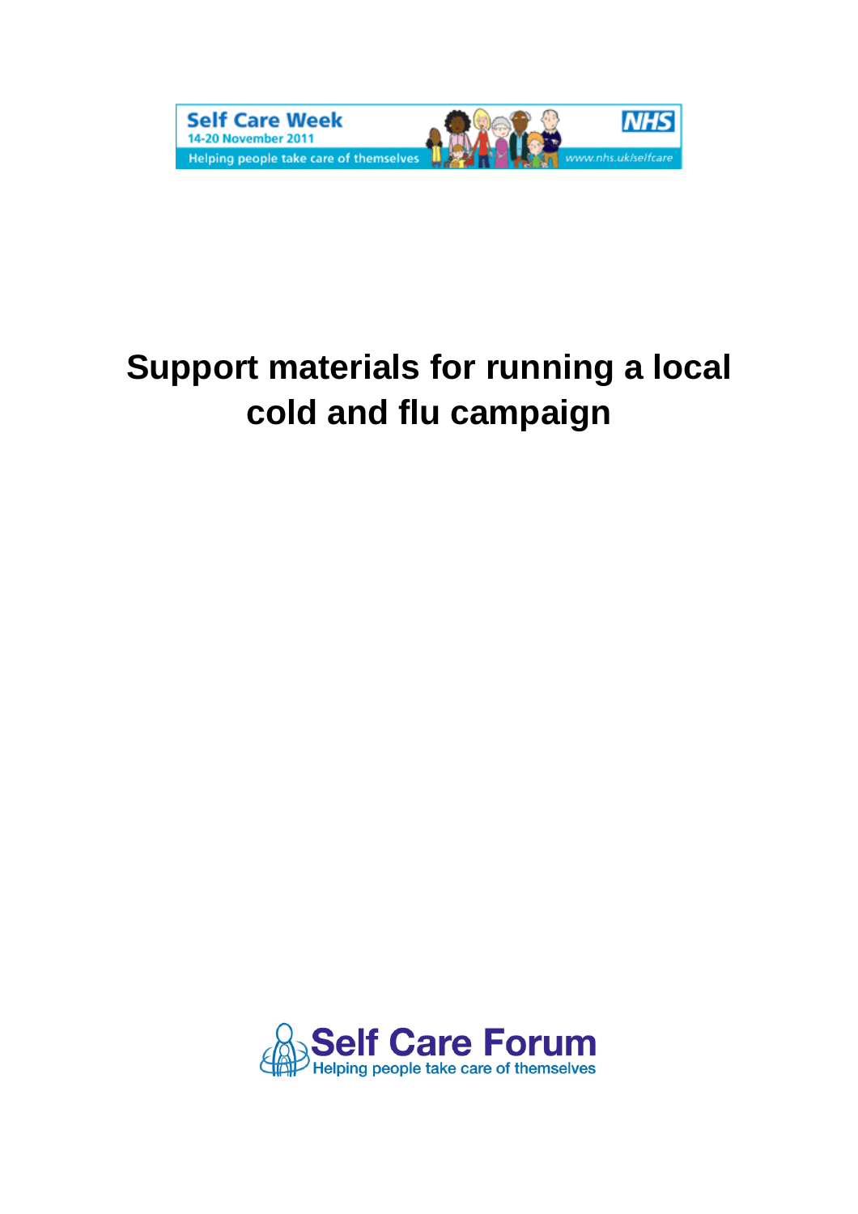Self Care Week
14-20 November 2011
Helping people take care of themselves
NHS
www.nhs.uk/selfcare

# Support materials for running a local cold and flu campaign

Self Care Forum
Helping people take care of themselves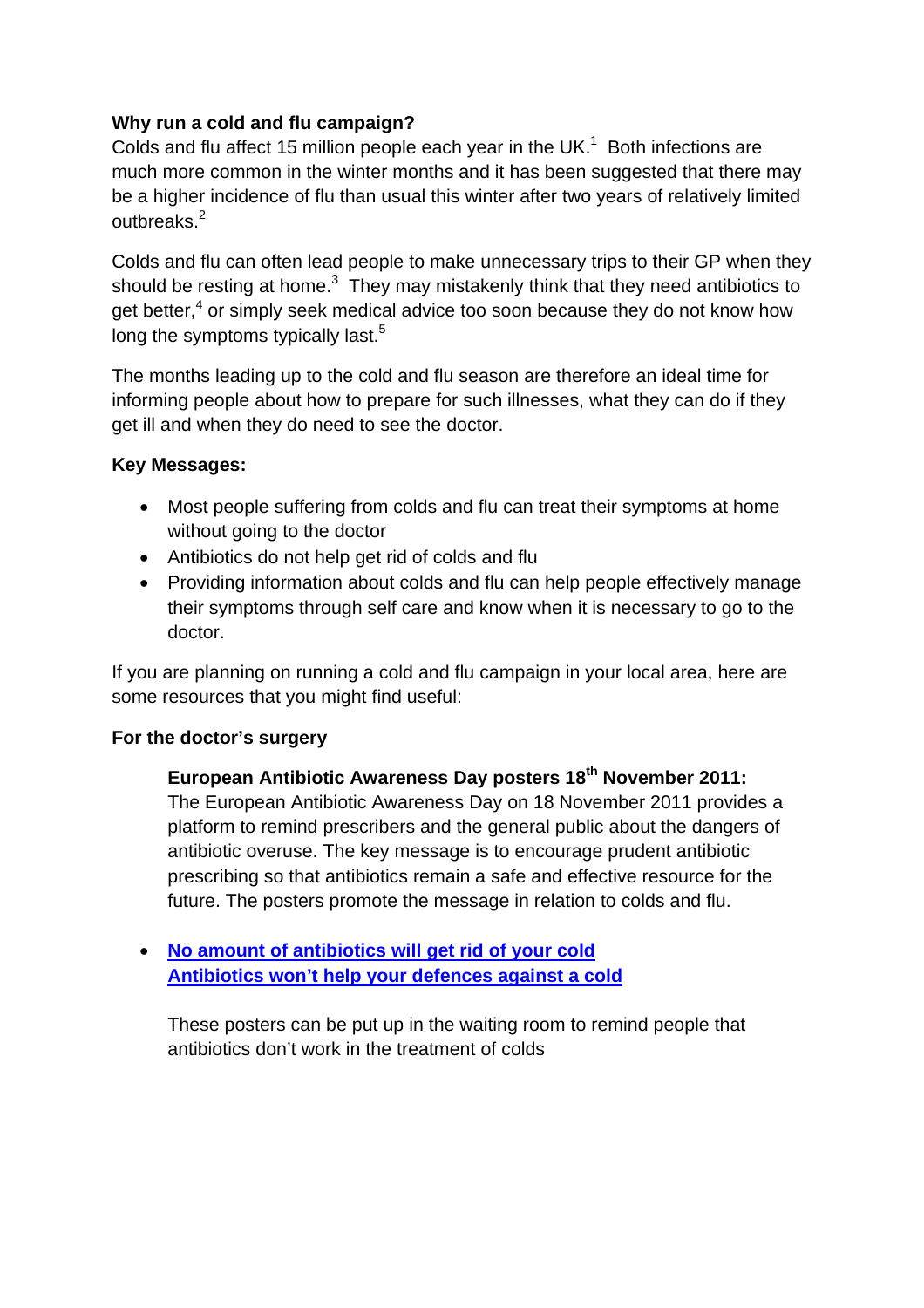**Why run a cold and flu campaign?**

Colds and flu affect 15 million people each year in the UK.[1] Both infections are much more common in the winter months and it has been suggested that there may be a higher incidence of flu than usual this winter after two years of relatively limited outbreaks.[2]

Colds and flu can often lead people to make unnecessary trips to their GP when they should be resting at home.[3] They may mistakenly think that they need antibiotics to get better,[4] or simply seek medical advice too soon because they do not know how long the symptoms typically last.[5]

The months leading up to the cold and flu season are therefore an ideal time for informing people about how to prepare for such illnesses, what they can do if they get ill and when they do need to see the doctor.

**Key Messages:**

- Most people suffering from colds and flu can treat their symptoms at home without going to the doctor
- Antibiotics do not help get rid of colds and flu
- Providing information about colds and flu can help people effectively manage their symptoms through self care and know when it is necessary to go to the doctor.

If you are planning on running a cold and flu campaign in your local area, here are some resources that you might find useful:

**For the doctor's surgery**

**European Antibiotic Awareness Day posters 18th November 2011:**
The European Antibiotic Awareness Day on 18 November 2011 provides a platform to remind prescribers and the general public about the dangers of antibiotic overuse. The key message is to encourage prudent antibiotic prescribing so that antibiotics remain a safe and effective resource for the future. The posters promote the message in relation to colds and flu.

- **No amount of antibiotics will get rid of your cold**
  **Antibiotics won't help your defences against a cold**

  These posters can be put up in the waiting room to remind people that antibiotics don't work in the treatment of colds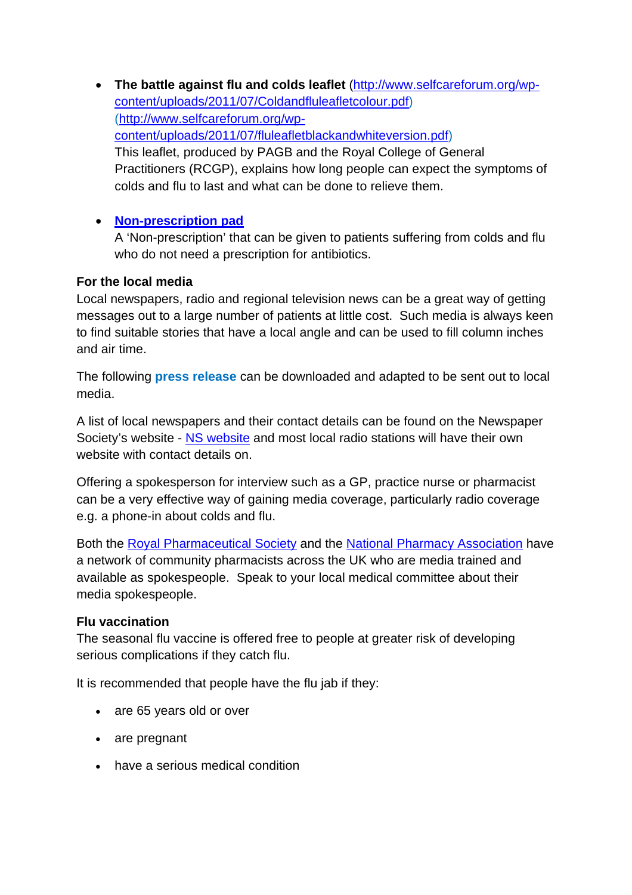- **The battle against flu and colds leaflet** (http://www.selfcareforum.org/wp-content/uploads/2011/07/Coldandfluleafletcolour.pdf) (http://www.selfcareforum.org/wp-content/uploads/2011/07/fluleafletblackandwhiteversion.pdf)
  This leaflet, produced by PAGB and the Royal College of General Practitioners (RCGP), explains how long people can expect the symptoms of colds and flu to last and what can be done to relieve them.

- **Non-prescription pad**
  A 'Non-prescription' that can be given to patients suffering from colds and flu who do not need a prescription for antibiotics.

**For the local media**

Local newspapers, radio and regional television news can be a great way of getting messages out to a large number of patients at little cost. Such media is always keen to find suitable stories that have a local angle and can be used to fill column inches and air time.

The following **press release** can be downloaded and adapted to be sent out to local media.

A list of local newspapers and their contact details can be found on the Newspaper Society's website - NS website and most local radio stations will have their own website with contact details on.

Offering a spokesperson for interview such as a GP, practice nurse or pharmacist can be a very effective way of gaining media coverage, particularly radio coverage e.g. a phone-in about colds and flu.

Both the Royal Pharmaceutical Society and the National Pharmacy Association have a network of community pharmacists across the UK who are media trained and available as spokespeople. Speak to your local medical committee about their media spokespeople.

**Flu vaccination**

The seasonal flu vaccine is offered free to people at greater risk of developing serious complications if they catch flu.

It is recommended that people have the flu jab if they:

- are 65 years old or over
- are pregnant
- have a serious medical condition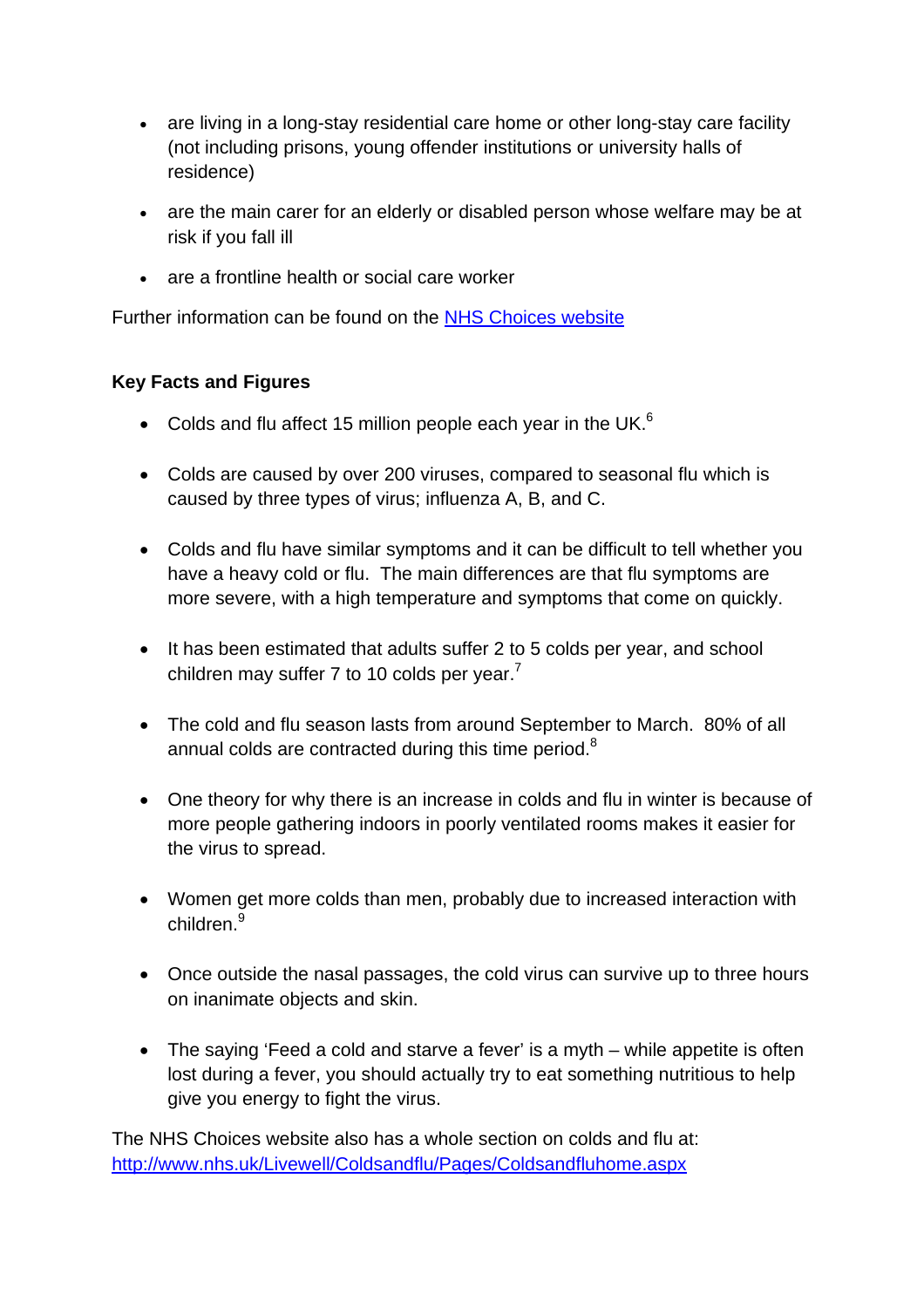- are living in a long-stay residential care home or other long-stay care facility (not including prisons, young offender institutions or university halls of residence)
- are the main carer for an elderly or disabled person whose welfare may be at risk if you fall ill
- are a frontline health or social care worker

Further information can be found on the [NHS Choices website]()

**Key Facts and Figures**

- Colds and flu affect 15 million people each year in the UK.[6]
- Colds are caused by over 200 viruses, compared to seasonal flu which is caused by three types of virus; influenza A, B, and C.
- Colds and flu have similar symptoms and it can be difficult to tell whether you have a heavy cold or flu. The main differences are that flu symptoms are more severe, with a high temperature and symptoms that come on quickly.
- It has been estimated that adults suffer 2 to 5 colds per year, and school children may suffer 7 to 10 colds per year.[7]
- The cold and flu season lasts from around September to March. 80% of all annual colds are contracted during this time period.[8]
- One theory for why there is an increase in colds and flu in winter is because of more people gathering indoors in poorly ventilated rooms makes it easier for the virus to spread.
- Women get more colds than men, probably due to increased interaction with children.[9]
- Once outside the nasal passages, the cold virus can survive up to three hours on inanimate objects and skin.
- The saying 'Feed a cold and starve a fever' is a myth – while appetite is often lost during a fever, you should actually try to eat something nutritious to help give you energy to fight the virus.

The NHS Choices website also has a whole section on colds and flu at: [http://www.nhs.uk/Livewell/Coldsandflu/Pages/Coldsandfluhome.aspx](http://www.nhs.uk/Livewell/Coldsandflu/Pages/Coldsandfluhome.aspx)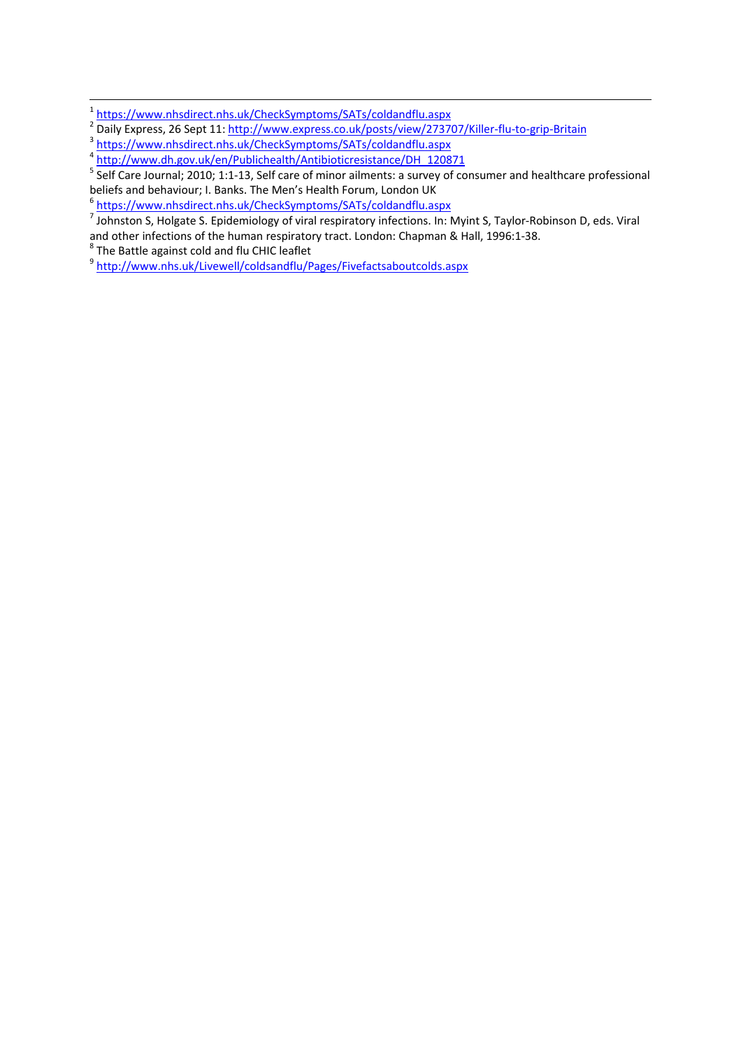---

[1] https://www.nhsdirect.nhs.uk/CheckSymptoms/SATs/coldandflu.aspx

[2] Daily Express, 26 Sept 11: http://www.express.co.uk/posts/view/273707/Killer-flu-to-grip-Britain

[3] https://www.nhsdirect.nhs.uk/CheckSymptoms/SATs/coldandflu.aspx

[4] http://www.dh.gov.uk/en/Publichealth/Antibioticresistance/DH_120871

[5] Self Care Journal; 2010; 1:1-13, Self care of minor ailments: a survey of consumer and healthcare professional beliefs and behaviour; I. Banks. The Men's Health Forum, London UK

[6] https://www.nhsdirect.nhs.uk/CheckSymptoms/SATs/coldandflu.aspx

[7] Johnston S, Holgate S. Epidemiology of viral respiratory infections. In: Myint S, Taylor-Robinson D, eds. Viral and other infections of the human respiratory tract. London: Chapman & Hall, 1996:1-38.

[8] The Battle against cold and flu CHIC leaflet

[9] http://www.nhs.uk/Livewell/coldsandflu/Pages/Fivefactsaboutcolds.aspx